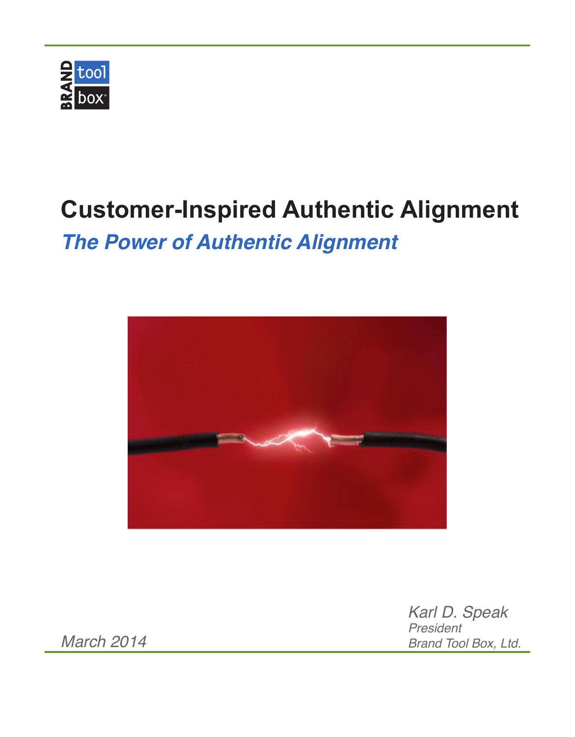BRAND tool box®

# Customer-Inspired Authentic Alignment

## *The Power of Authentic Alignment*

*March 2014*

*Karl D. Speak*
*President*
*Brand Tool Box, Ltd.*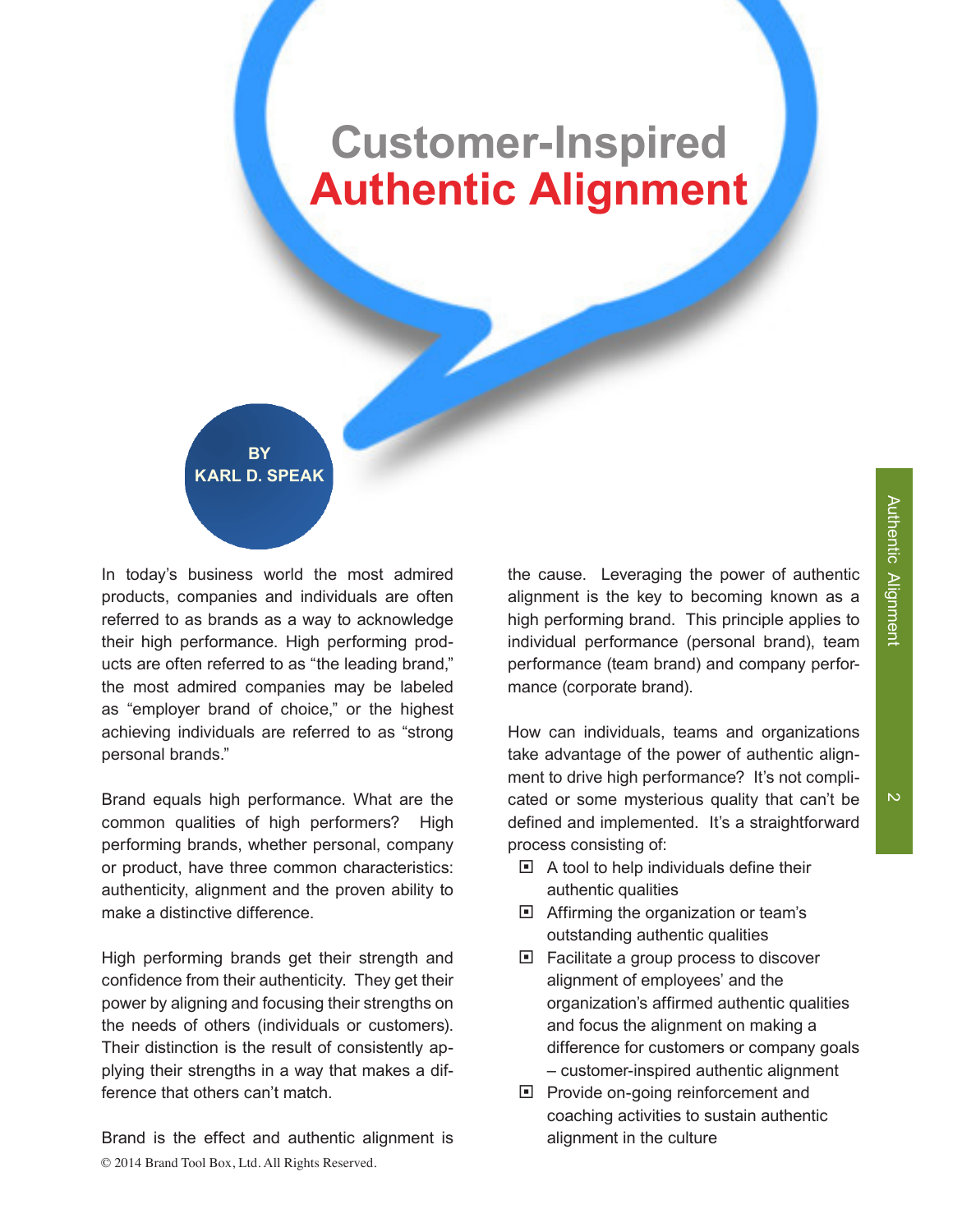# Customer-Inspired Authentic Alignment

**BY KARL D. SPEAK**

In today's business world the most admired products, companies and individuals are often referred to as brands as a way to acknowledge their high performance. High performing products are often referred to as "the leading brand," the most admired companies may be labeled as "employer brand of choice," or the highest achieving individuals are referred to as "strong personal brands."

Brand equals high performance. What are the common qualities of high performers? High performing brands, whether personal, company or product, have three common characteristics: authenticity, alignment and the proven ability to make a distinctive difference.

High performing brands get their strength and confidence from their authenticity. They get their power by aligning and focusing their strengths on the needs of others (individuals or customers). Their distinction is the result of consistently applying their strengths in a way that makes a difference that others can't match.

Brand is the effect and authentic alignment is the cause. Leveraging the power of authentic alignment is the key to becoming known as a high performing brand. This principle applies to individual performance (personal brand), team performance (team brand) and company performance (corporate brand).

How can individuals, teams and organizations take advantage of the power of authentic alignment to drive high performance? It's not complicated or some mysterious quality that can't be defined and implemented. It's a straightforward process consisting of:

- A tool to help individuals define their authentic qualities
- Affirming the organization or team's outstanding authentic qualities
- Facilitate a group process to discover alignment of employees' and the organization's affirmed authentic qualities and focus the alignment on making a difference for customers or company goals – customer-inspired authentic alignment
- Provide on-going reinforcement and coaching activities to sustain authentic alignment in the culture

© 2014 Brand Tool Box, Ltd. All Rights Reserved.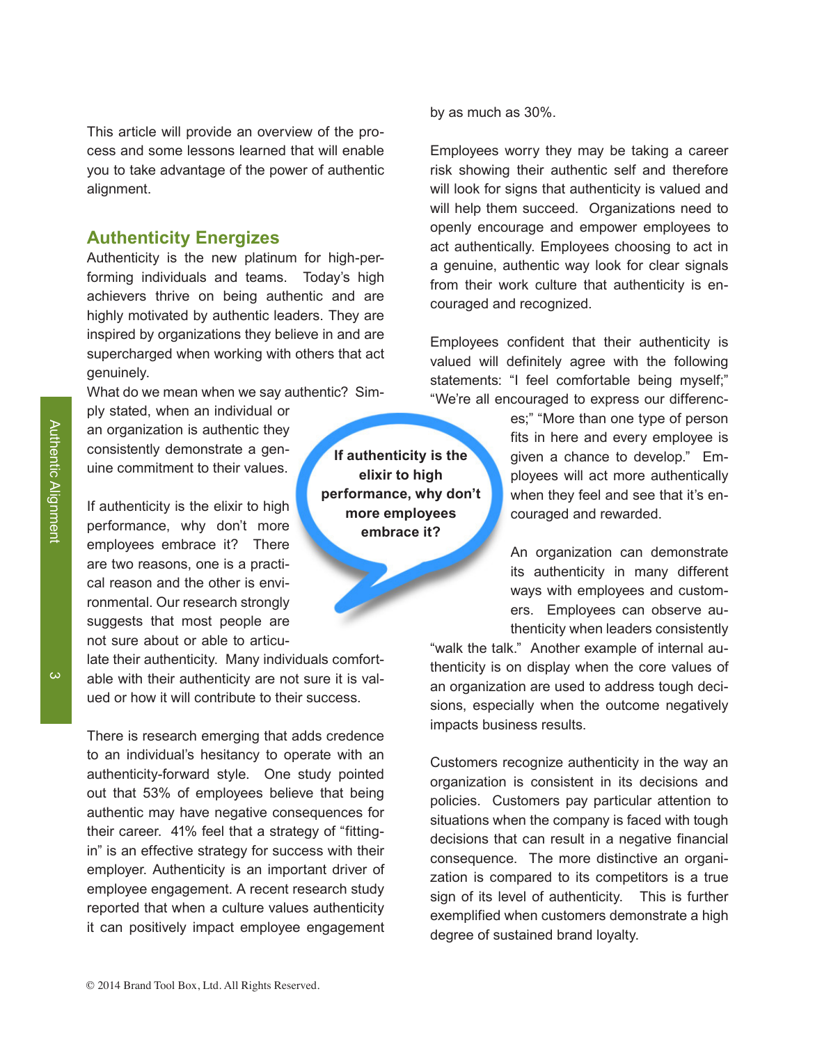This article will provide an overview of the process and some lessons learned that will enable you to take advantage of the power of authentic alignment.

## Authenticity Energizes

Authenticity is the new platinum for high-performing individuals and teams. Today's high achievers thrive on being authentic and are highly motivated by authentic leaders. They are inspired by organizations they believe in and are supercharged when working with others that act genuinely.

What do we mean when we say authentic? Simply stated, when an individual or an organization is authentic they consistently demonstrate a genuine commitment to their values.

**If authenticity is the elixir to high performance, why don't more employees embrace it?**

If authenticity is the elixir to high performance, why don't more employees embrace it? There are two reasons, one is a practical reason and the other is environmental. Our research strongly suggests that most people are not sure about or able to articulate their authenticity. Many individuals comfortable with their authenticity are not sure it is valued or how it will contribute to their success.

There is research emerging that adds credence to an individual's hesitancy to operate with an authenticity-forward style. One study pointed out that 53% of employees believe that being authentic may have negative consequences for their career. 41% feel that a strategy of "fitting-in" is an effective strategy for success with their employer. Authenticity is an important driver of employee engagement. A recent research study reported that when a culture values authenticity it can positively impact employee engagement by as much as 30%.

Employees worry they may be taking a career risk showing their authentic self and therefore will look for signs that authenticity is valued and will help them succeed. Organizations need to openly encourage and empower employees to act authentically. Employees choosing to act in a genuine, authentic way look for clear signals from their work culture that authenticity is encouraged and recognized.

Employees confident that their authenticity is valued will definitely agree with the following statements: "I feel comfortable being myself;" "We're all encouraged to express our differences;" "More than one type of person fits in here and every employee is given a chance to develop." Employees will act more authentically when they feel and see that it's encouraged and rewarded.

An organization can demonstrate its authenticity in many different ways with employees and customers. Employees can observe authenticity when leaders consistently "walk the talk." Another example of internal authenticity is on display when the core values of an organization are used to address tough decisions, especially when the outcome negatively impacts business results.

Customers recognize authenticity in the way an organization is consistent in its decisions and policies. Customers pay particular attention to situations when the company is faced with tough decisions that can result in a negative financial consequence. The more distinctive an organization is compared to its competitors is a true sign of its level of authenticity. This is further exemplified when customers demonstrate a high degree of sustained brand loyalty.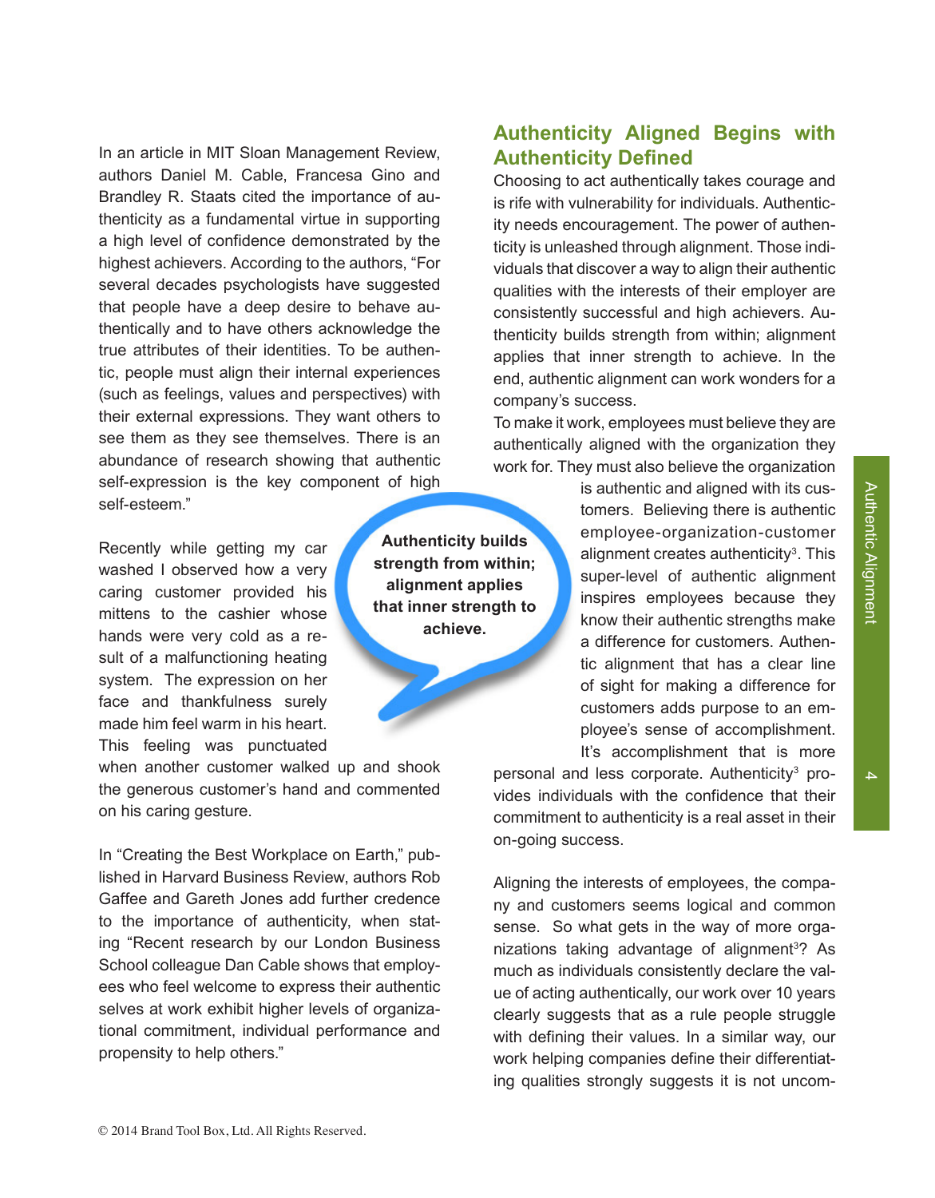In an article in MIT Sloan Management Review, authors Daniel M. Cable, Francesa Gino and Brandley R. Staats cited the importance of authenticity as a fundamental virtue in supporting a high level of confidence demonstrated by the highest achievers. According to the authors, "For several decades psychologists have suggested that people have a deep desire to behave authentically and to have others acknowledge the true attributes of their identities. To be authentic, people must align their internal experiences (such as feelings, values and perspectives) with their external expressions. They want others to see them as they see themselves. There is an abundance of research showing that authentic self-expression is the key component of high self-esteem."

Recently while getting my car washed I observed how a very caring customer provided his mittens to the cashier whose hands were very cold as a result of a malfunctioning heating system. The expression on her face and thankfulness surely made him feel warm in his heart. This feeling was punctuated when another customer walked up and shook the generous customer's hand and commented on his caring gesture.

**Authenticity builds strength from within; alignment applies that inner strength to achieve.**

In "Creating the Best Workplace on Earth," published in Harvard Business Review, authors Rob Gaffee and Gareth Jones add further credence to the importance of authenticity, when stating "Recent research by our London Business School colleague Dan Cable shows that employees who feel welcome to express their authentic selves at work exhibit higher levels of organizational commitment, individual performance and propensity to help others."

## Authenticity Aligned Begins with Authenticity Defined

Choosing to act authentically takes courage and is rife with vulnerability for individuals. Authenticity needs encouragement. The power of authenticity is unleashed through alignment. Those individuals that discover a way to align their authentic qualities with the interests of their employer are consistently successful and high achievers. Authenticity builds strength from within; alignment applies that inner strength to achieve. In the end, authentic alignment can work wonders for a company's success.

To make it work, employees must believe they are authentically aligned with the organization they work for. They must also believe the organization is authentic and aligned with its customers. Believing there is authentic employee-organization-customer alignment creates authenticity[3]. This super-level of authentic alignment inspires employees because they know their authentic strengths make a difference for customers. Authentic alignment that has a clear line of sight for making a difference for customers adds purpose to an employee's sense of accomplishment. It's accomplishment that is more personal and less corporate. Authenticity[3] provides individuals with the confidence that their commitment to authenticity is a real asset in their on-going success.

Aligning the interests of employees, the company and customers seems logical and common sense. So what gets in the way of more organizations taking advantage of alignment[3]? As much as individuals consistently declare the value of acting authentically, our work over 10 years clearly suggests that as a rule people struggle with defining their values. In a similar way, our work helping companies define their differentiating qualities strongly suggests it is not uncom-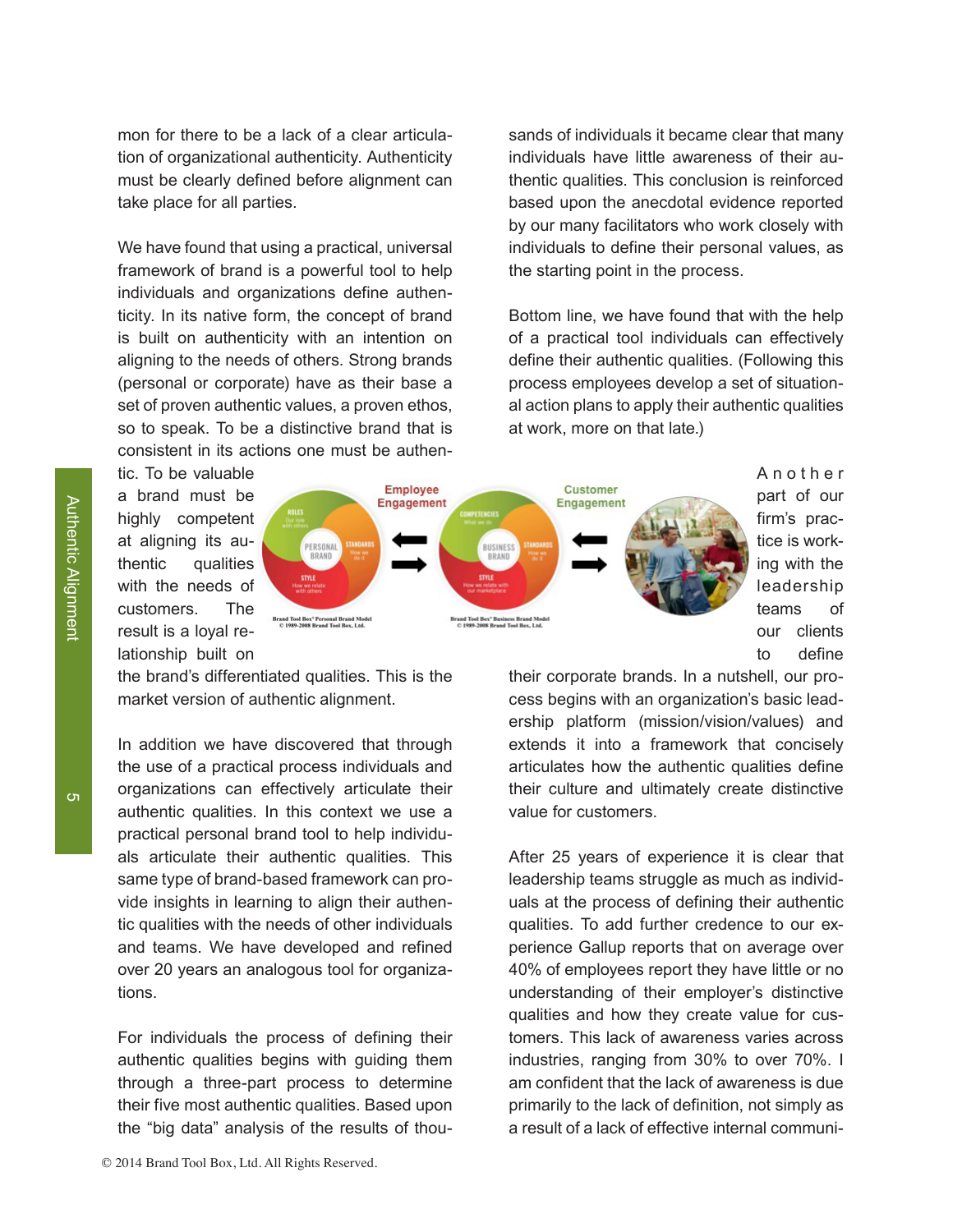mon for there to be a lack of a clear articulation of organizational authenticity. Authenticity must be clearly defined before alignment can take place for all parties.

We have found that using a practical, universal framework of brand is a powerful tool to help individuals and organizations define authenticity. In its native form, the concept of brand is built on authenticity with an intention on aligning to the needs of others. Strong brands (personal or corporate) have as their base a set of proven authentic values, a proven ethos, so to speak. To be a distinctive brand that is consistent in its actions one must be authentic. To be valuable a brand must be highly competent at aligning its authentic qualities with the needs of customers. The result is a loyal relationship built on the brand's differentiated qualities. This is the market version of authentic alignment.

In addition we have discovered that through the use of a practical process individuals and organizations can effectively articulate their authentic qualities. In this context we use a practical personal brand tool to help individuals articulate their authentic qualities. This same type of brand-based framework can provide insights in learning to align their authentic qualities with the needs of other individuals and teams. We have developed and refined over 20 years an analogous tool for organizations.

For individuals the process of defining their authentic qualities begins with guiding them through a three-part process to determine their five most authentic qualities. Based upon the "big data" analysis of the results of thousands of individuals it became clear that many individuals have little awareness of their authentic qualities. This conclusion is reinforced based upon the anecdotal evidence reported by our many facilitators who work closely with individuals to define their personal values, as the starting point in the process.

Bottom line, we have found that with the help of a practical tool individuals can effectively define their authentic qualities. (Following this process employees develop a set of situational action plans to apply their authentic qualities at work, more on that late.)

Employee Engagement — Customer Engagement

Brand Tool Box® Personal Brand Model © 1989-2008 Brand Tool Box, Ltd.

Brand Tool Box® Business Brand Model © 1989-2008 Brand Tool Box, Ltd.

Another part of our firm's practice is working with the leadership teams of our clients to define their corporate brands. In a nutshell, our process begins with an organization's basic leadership platform (mission/vision/values) and extends it into a framework that concisely articulates how the authentic qualities define their culture and ultimately create distinctive value for customers.

After 25 years of experience it is clear that leadership teams struggle as much as individuals at the process of defining their authentic qualities. To add further credence to our experience Gallup reports that on average over 40% of employees report they have little or no understanding of their employer's distinctive qualities and how they create value for customers. This lack of awareness varies across industries, ranging from 30% to over 70%. I am confident that the lack of awareness is due primarily to the lack of definition, not simply as a result of a lack of effective internal communi-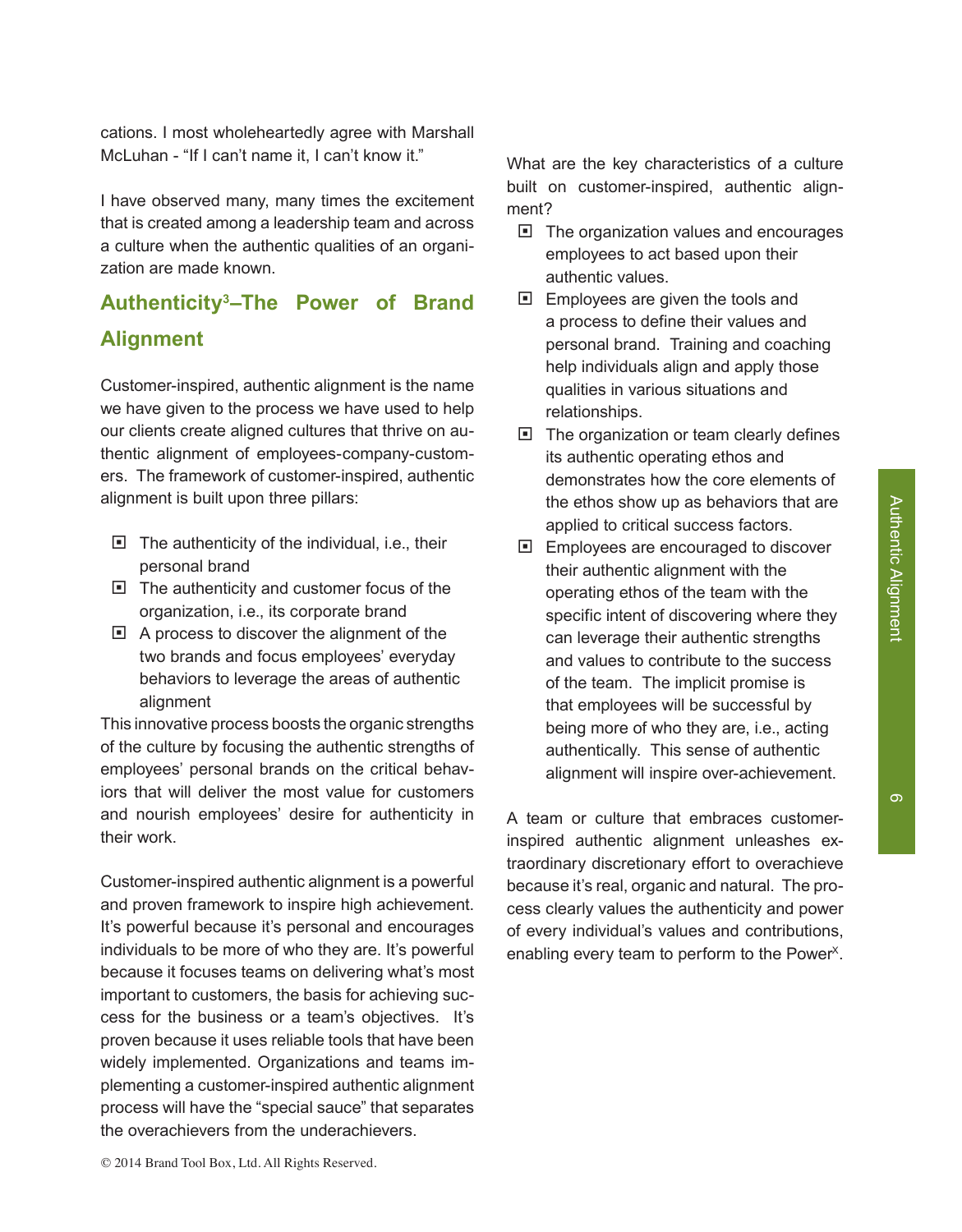cations. I most wholeheartedly agree with Marshall McLuhan - "If I can't name it, I can't know it."

I have observed many, many times the excitement that is created among a leadership team and across a culture when the authentic qualities of an organization are made known.

## Authenticity³–The Power of Brand Alignment

Customer-inspired, authentic alignment is the name we have given to the process we have used to help our clients create aligned cultures that thrive on authentic alignment of employees-company-customers. The framework of customer-inspired, authentic alignment is built upon three pillars:

- The authenticity of the individual, i.e., their personal brand
- The authenticity and customer focus of the organization, i.e., its corporate brand
- A process to discover the alignment of the two brands and focus employees' everyday behaviors to leverage the areas of authentic alignment

This innovative process boosts the organic strengths of the culture by focusing the authentic strengths of employees' personal brands on the critical behaviors that will deliver the most value for customers and nourish employees' desire for authenticity in their work.

Customer-inspired authentic alignment is a powerful and proven framework to inspire high achievement. It's powerful because it's personal and encourages individuals to be more of who they are. It's powerful because it focuses teams on delivering what's most important to customers, the basis for achieving success for the business or a team's objectives. It's proven because it uses reliable tools that have been widely implemented. Organizations and teams implementing a customer-inspired authentic alignment process will have the "special sauce" that separates the overachievers from the underachievers.

What are the key characteristics of a culture built on customer-inspired, authentic alignment?

- The organization values and encourages employees to act based upon their authentic values.
- Employees are given the tools and a process to define their values and personal brand. Training and coaching help individuals align and apply those qualities in various situations and relationships.
- The organization or team clearly defines its authentic operating ethos and demonstrates how the core elements of the ethos show up as behaviors that are applied to critical success factors.
- Employees are encouraged to discover their authentic alignment with the operating ethos of the team with the specific intent of discovering where they can leverage their authentic strengths and values to contribute to the success of the team. The implicit promise is that employees will be successful by being more of who they are, i.e., acting authentically. This sense of authentic alignment will inspire over-achievement.

A team or culture that embraces customer-inspired authentic alignment unleashes extraordinary discretionary effort to overachieve because it's real, organic and natural. The process clearly values the authenticity and power of every individual's values and contributions, enabling every team to perform to the Power$^{X}$.

© 2014 Brand Tool Box, Ltd. All Rights Reserved.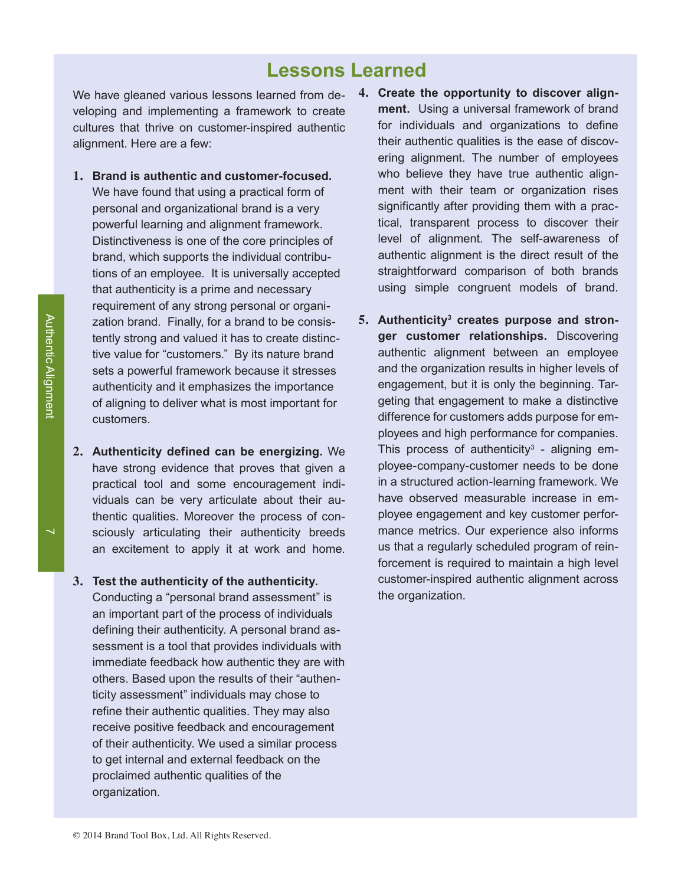# Lessons Learned

We have gleaned various lessons learned from developing and implementing a framework to create cultures that thrive on customer-inspired authentic alignment. Here are a few:

1. **Brand is authentic and customer-focused.** We have found that using a practical form of personal and organizational brand is a very powerful learning and alignment framework. Distinctiveness is one of the core principles of brand, which supports the individual contributions of an employee. It is universally accepted that authenticity is a prime and necessary requirement of any strong personal or organization brand. Finally, for a brand to be consistently strong and valued it has to create distinctive value for "customers." By its nature brand sets a powerful framework because it stresses authenticity and it emphasizes the importance of aligning to deliver what is most important for customers.

2. **Authenticity defined can be energizing.** We have strong evidence that proves that given a practical tool and some encouragement individuals can be very articulate about their authentic qualities. Moreover the process of consciously articulating their authenticity breeds an excitement to apply it at work and home.

3. **Test the authenticity of the authenticity.** Conducting a "personal brand assessment" is an important part of the process of individuals defining their authenticity. A personal brand assessment is a tool that provides individuals with immediate feedback how authentic they are with others. Based upon the results of their "authenticity assessment" individuals may chose to refine their authentic qualities. They may also receive positive feedback and encouragement of their authenticity. We used a similar process to get internal and external feedback on the proclaimed authentic qualities of the organization.

4. **Create the opportunity to discover alignment.** Using a universal framework of brand for individuals and organizations to define their authentic qualities is the ease of discovering alignment. The number of employees who believe they have true authentic alignment with their team or organization rises significantly after providing them with a practical, transparent process to discover their level of alignment. The self-awareness of authentic alignment is the direct result of the straightforward comparison of both brands using simple congruent models of brand.

5. **Authenticity[3] creates purpose and stronger customer relationships.** Discovering authentic alignment between an employee and the organization results in higher levels of engagement, but it is only the beginning. Targeting that engagement to make a distinctive difference for customers adds purpose for employees and high performance for companies. This process of authenticity[3] - aligning employee-company-customer needs to be done in a structured action-learning framework. We have observed measurable increase in employee engagement and key customer performance metrics. Our experience also informs us that a regularly scheduled program of reinforcement is required to maintain a high level customer-inspired authentic alignment across the organization.

© 2014 Brand Tool Box, Ltd. All Rights Reserved.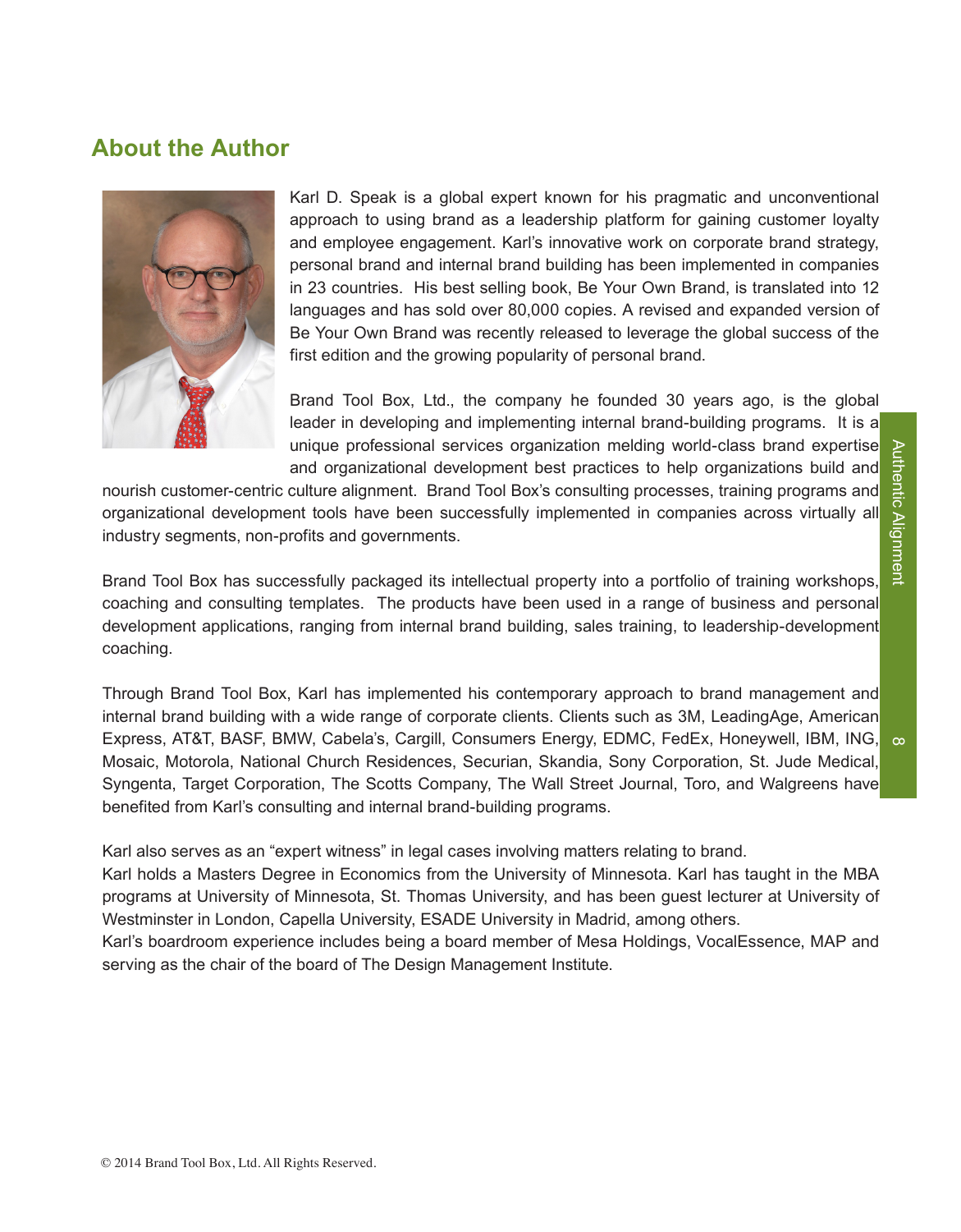## About the Author

Karl D. Speak is a global expert known for his pragmatic and unconventional approach to using brand as a leadership platform for gaining customer loyalty and employee engagement. Karl's innovative work on corporate brand strategy, personal brand and internal brand building has been implemented in companies in 23 countries. His best selling book, Be Your Own Brand, is translated into 12 languages and has sold over 80,000 copies. A revised and expanded version of Be Your Own Brand was recently released to leverage the global success of the first edition and the growing popularity of personal brand.

Brand Tool Box, Ltd., the company he founded 30 years ago, is the global leader in developing and implementing internal brand-building programs. It is a unique professional services organization melding world-class brand expertise and organizational development best practices to help organizations build and nourish customer-centric culture alignment. Brand Tool Box's consulting processes, training programs and organizational development tools have been successfully implemented in companies across virtually all industry segments, non-profits and governments.

Brand Tool Box has successfully packaged its intellectual property into a portfolio of training workshops, coaching and consulting templates. The products have been used in a range of business and personal development applications, ranging from internal brand building, sales training, to leadership-development coaching.

Through Brand Tool Box, Karl has implemented his contemporary approach to brand management and internal brand building with a wide range of corporate clients. Clients such as 3M, LeadingAge, American Express, AT&T, BASF, BMW, Cabela's, Cargill, Consumers Energy, EDMC, FedEx, Honeywell, IBM, ING, Mosaic, Motorola, National Church Residences, Securian, Skandia, Sony Corporation, St. Jude Medical, Syngenta, Target Corporation, The Scotts Company, The Wall Street Journal, Toro, and Walgreens have benefited from Karl's consulting and internal brand-building programs.

Karl also serves as an "expert witness" in legal cases involving matters relating to brand.

Karl holds a Masters Degree in Economics from the University of Minnesota. Karl has taught in the MBA programs at University of Minnesota, St. Thomas University, and has been guest lecturer at University of Westminster in London, Capella University, ESADE University in Madrid, among others.

Karl's boardroom experience includes being a board member of Mesa Holdings, VocalEssence, MAP and serving as the chair of the board of The Design Management Institute.

© 2014 Brand Tool Box, Ltd. All Rights Reserved.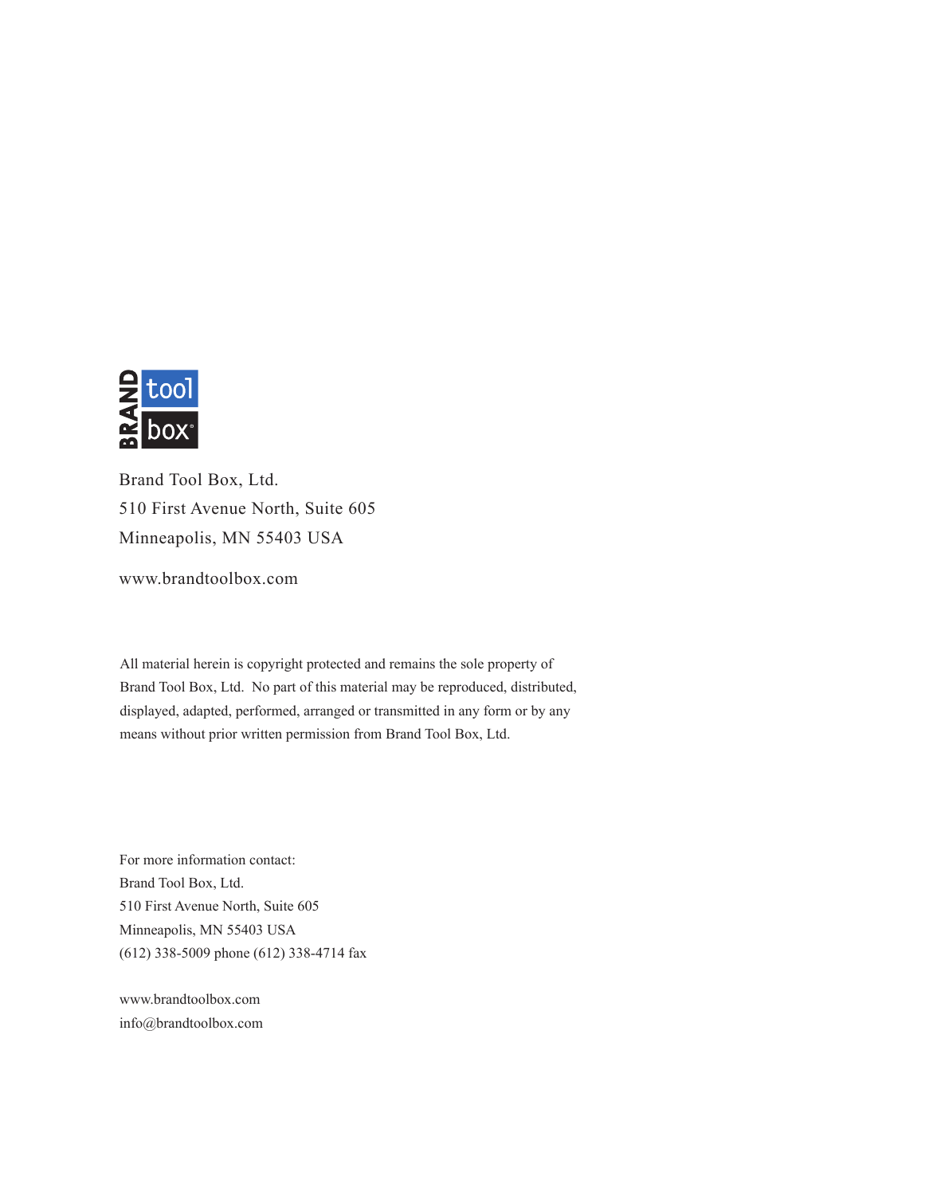BRAND tool box®

Brand Tool Box, Ltd.
510 First Avenue North, Suite 605
Minneapolis, MN 55403 USA

www.brandtoolbox.com

All material herein is copyright protected and remains the sole property of Brand Tool Box, Ltd. No part of this material may be reproduced, distributed, displayed, adapted, performed, arranged or transmitted in any form or by any means without prior written permission from Brand Tool Box, Ltd.

For more information contact:
Brand Tool Box, Ltd.
510 First Avenue North, Suite 605
Minneapolis, MN 55403 USA
(612) 338-5009 phone (612) 338-4714 fax

www.brandtoolbox.com
info@brandtoolbox.com